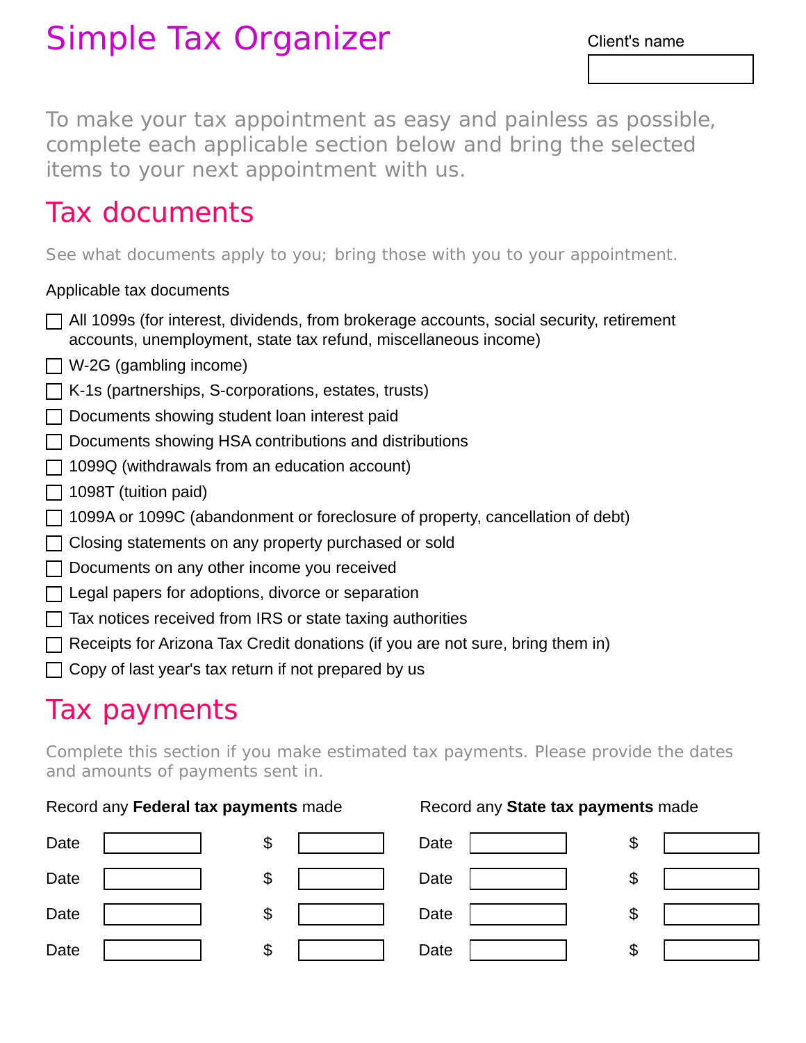# Simple Tax Organizer

Client's name

To make your tax appointment as easy and painless as possible, complete each applicable section below and bring the selected items to your next appointment with us.

## Tax documents

See what documents apply to you; bring those with you to your appointment.

Applicable tax documents

- [ ] All 1099s (for interest, dividends, from brokerage accounts, social security, retirement accounts, unemployment, state tax refund, miscellaneous income)
- [ ] W-2G (gambling income)
- [ ] K-1s (partnerships, S-corporations, estates, trusts)
- [ ] Documents showing student loan interest paid
- [ ] Documents showing HSA contributions and distributions
- [ ] 1099Q (withdrawals from an education account)
- [ ] 1098T (tuition paid)
- [ ] 1099A or 1099C (abandonment or foreclosure of property, cancellation of debt)
- [ ] Closing statements on any property purchased or sold
- [ ] Documents on any other income you received
- [ ] Legal papers for adoptions, divorce or separation
- [ ] Tax notices received from IRS or state taxing authorities
- [ ] Receipts for Arizona Tax Credit donations (if you are not sure, bring them in)
- [ ] Copy of last year's tax return if not prepared by us

## Tax payments

Complete this section if you make estimated tax payments. Please provide the dates and amounts of payments sent in.

Record any **Federal tax payments** made

| Date | $ |
| --- | --- |
| | |
| | |
| | |
| | |

Record any **State tax payments** made

| Date | $ |
| --- | --- |
| | |
| | |
| | |
| | |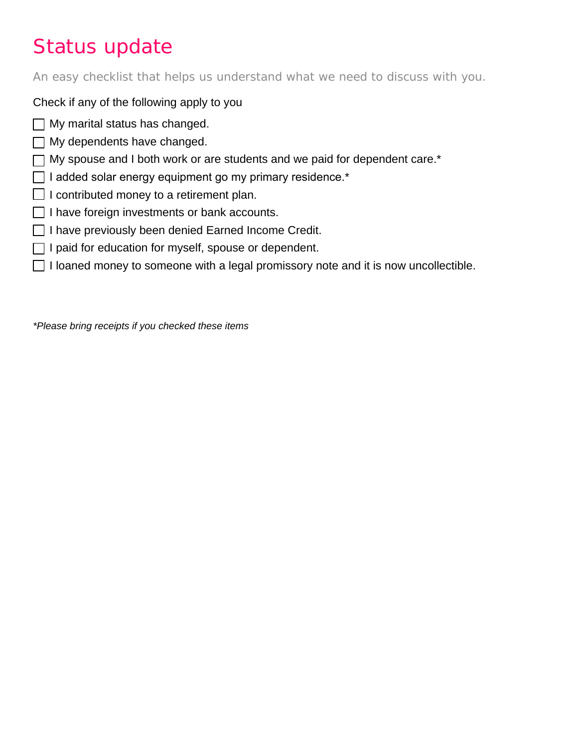# Status update

An easy checklist that helps us understand what we need to discuss with you.

Check if any of the following apply to you

- [ ] My marital status has changed.
- [ ] My dependents have changed.
- [ ] My spouse and I both work or are students and we paid for dependent care.*
- [ ] I added solar energy equipment go my primary residence.*
- [ ] I contributed money to a retirement plan.
- [ ] I have foreign investments or bank accounts.
- [ ] I have previously been denied Earned Income Credit.
- [ ] I paid for education for myself, spouse or dependent.
- [ ] I loaned money to someone with a legal promissory note and it is now uncollectible.

*\*Please bring receipts if you checked these items*